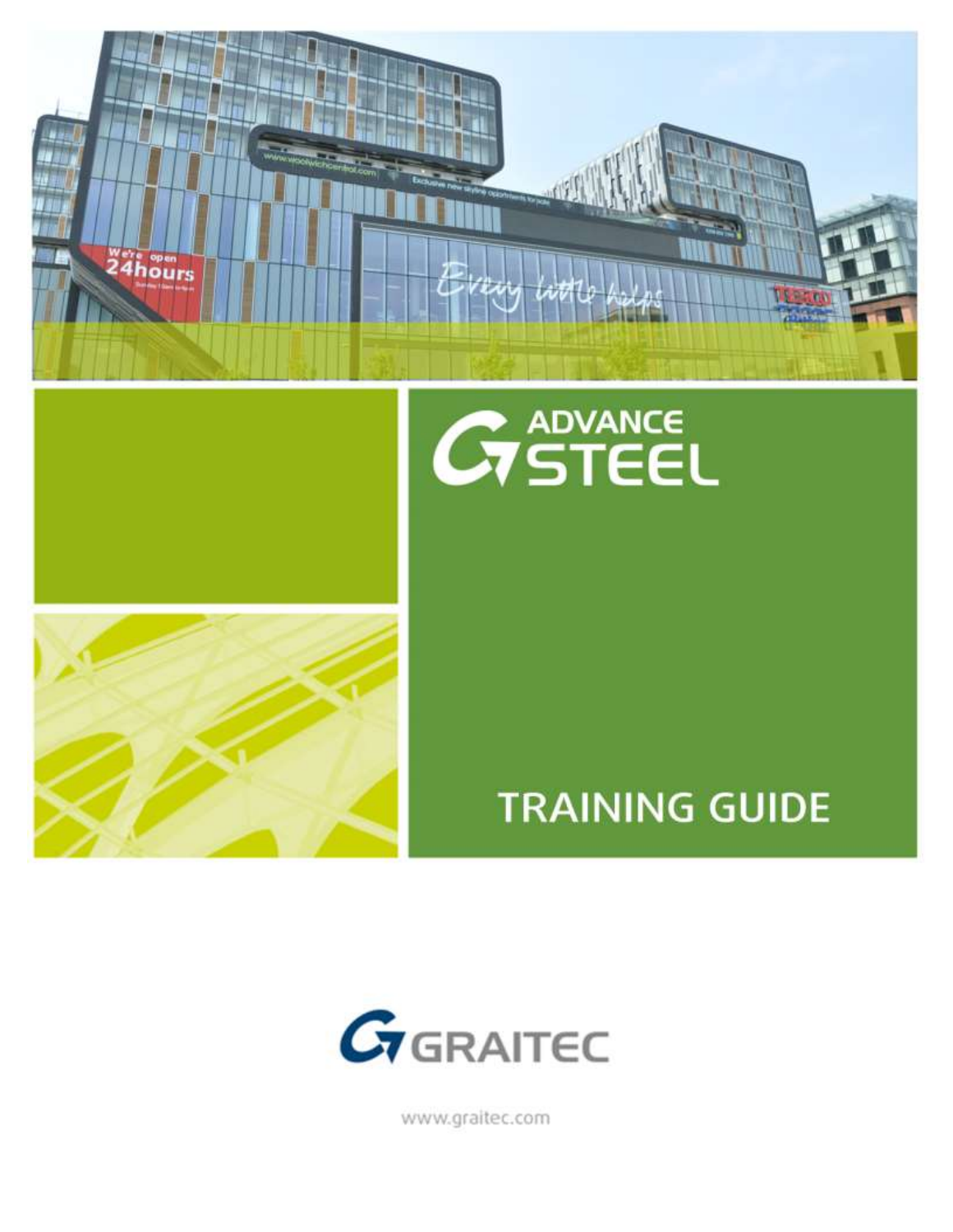# ADVANCE STEEL

## TRAINING GUIDE

GRAITEC

www.graitec.com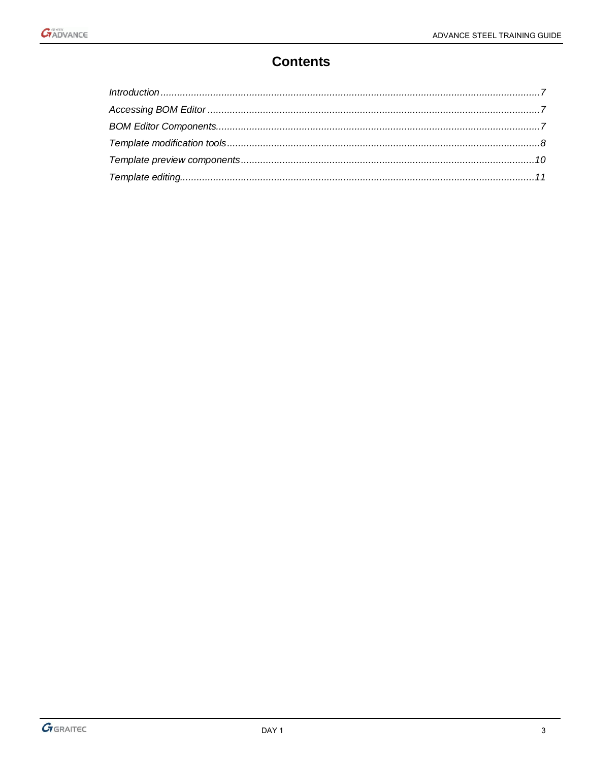# Contents

*Introduction* ........................................................................................................................................7
*Accessing BOM Editor* .......................................................................................................................7
*BOM Editor Components*....................................................................................................................7
*Template modification tools*................................................................................................................8
*Template preview components*..........................................................................................................10
*Template editing*................................................................................................................................11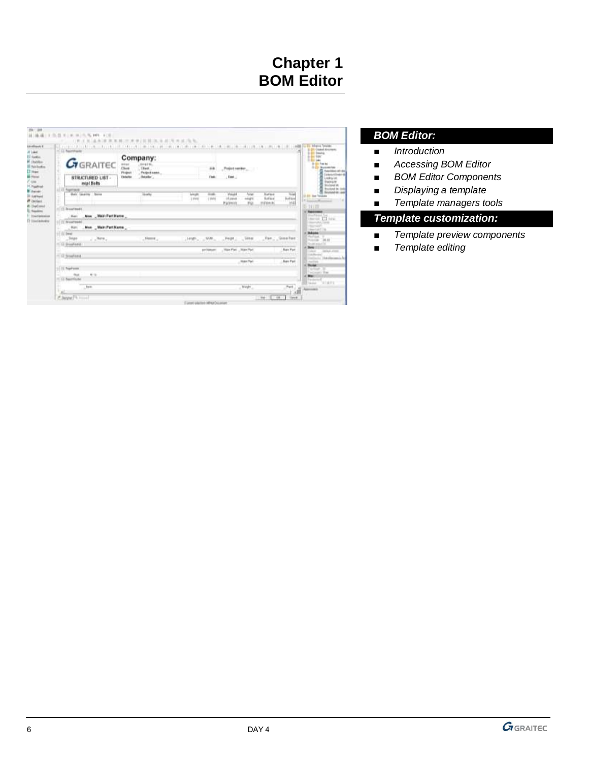# Chapter 1
# BOM Editor

### *BOM Editor:*

- *Introduction*
- *Accessing BOM Editor*
- *BOM Editor Components*
- *Displaying a template*
- *Template managers tools*

### *Template customization:*

- *Template preview components*
- *Template editing*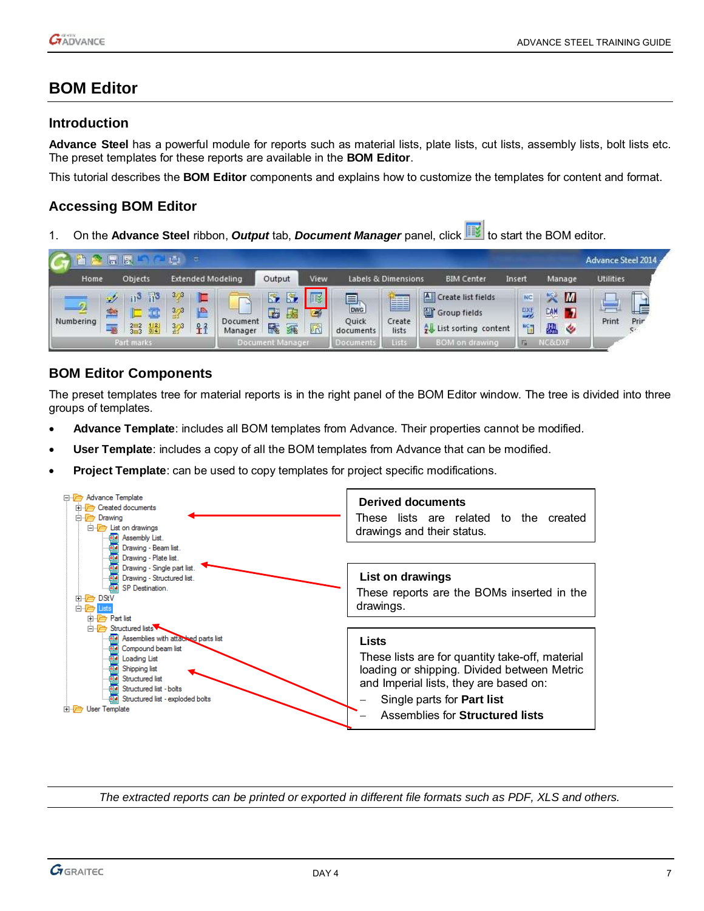# BOM Editor

## Introduction

**Advance Steel** has a powerful module for reports such as material lists, plate lists, cut lists, assembly lists, bolt lists etc. The preset templates for these reports are available in the **BOM Editor**.

This tutorial describes the **BOM Editor** components and explains how to customize the templates for content and format.

## Accessing BOM Editor

1. On the **Advance Steel** ribbon, ***Output*** tab, ***Document Manager*** panel, click  to start the BOM editor.

## BOM Editor Components

The preset templates tree for material reports is in the right panel of the BOM Editor window. The tree is divided into three groups of templates.

- **Advance Template**: includes all BOM templates from Advance. Their properties cannot be modified.
- **User Template**: includes a copy of all the BOM templates from Advance that can be modified.
- **Project Template**: can be used to copy templates for project specific modifications.

**Derived documents**
These lists are related to the created drawings and their status.

**List on drawings**
These reports are the BOMs inserted in the drawings.

**Lists**
These lists are for quantity take-off, material loading or shipping. Divided between Metric and Imperial lists, they are based on:
- Single parts for **Part list**
- Assemblies for **Structured lists**

*The extracted reports can be printed or exported in different file formats such as PDF, XLS and others.*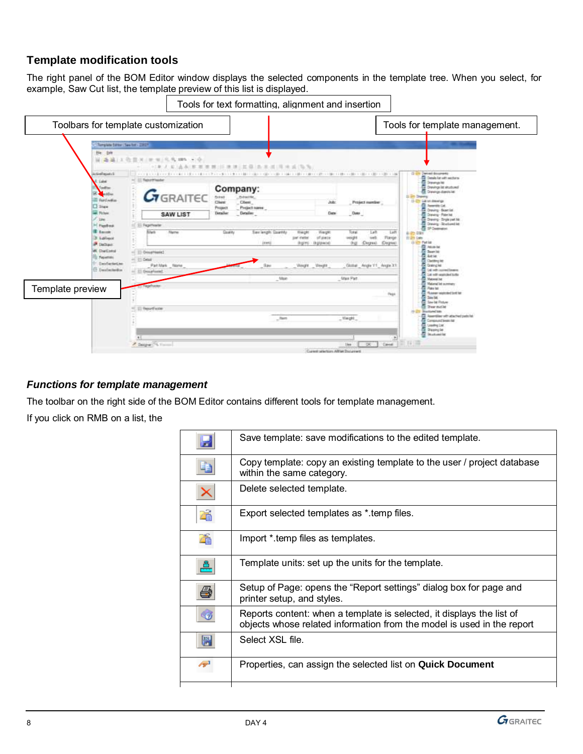## Template modification tools

The right panel of the BOM Editor window displays the selected components in the template tree. When you select, for example, Saw Cut list, the template preview of this list is displayed.

Tools for text formatting, alignment and insertion

Toolbars for template customization

Tools for template management.

Template preview

### *Functions for template management*

The toolbar on the right side of the BOM Editor contains different tools for template management.

If you click on RMB on a list, the

| | |
|---|---|
| | Save template: save modifications to the edited template. |
| | Copy template: copy an existing template to the user / project database within the same category. |
| | Delete selected template. |
| | Export selected templates as *.temp files. |
| | Import *.temp files as templates. |
| | Template units: set up the units for the template. |
| | Setup of Page: opens the “Report settings” dialog box for page and printer setup, and styles. |
| | Reports content: when a template is selected, it displays the list of objects whose related information from the model is used in the report |
| | Select XSL file. |
| | Properties, can assign the selected list on **Quick Document** |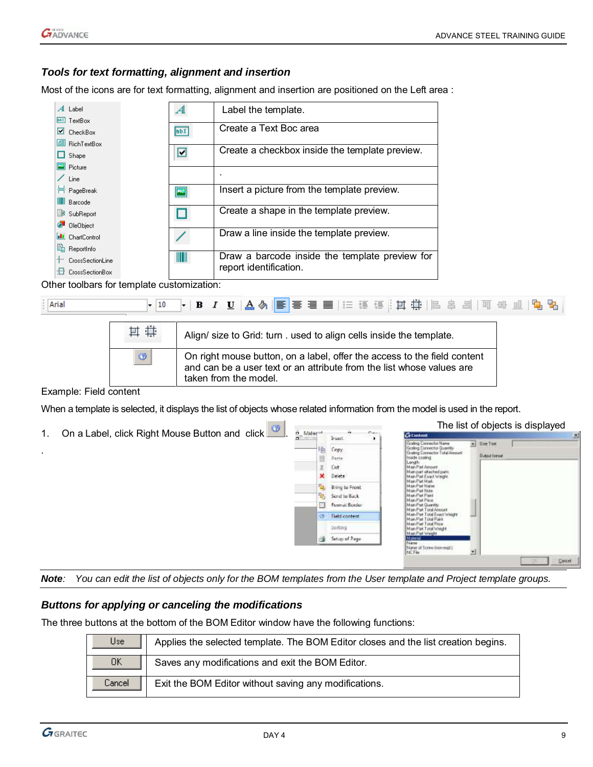### *Tools for text formatting, alignment and insertion*

Most of the icons are for text formatting, alignment and insertion are positioned on the Left area :

Label
TextBox
CheckBox
RichTextBox
Shape
Picture
Line
PageBreak
Barcode
SubReport
OleObject
ChartControl
ReportInfo
CrossSectionLine
CrossSectionBox

| | |
|---|---|
| | Label the template. |
| | Create a Text Boc area |
| | Create a checkbox inside the template preview. |
| | . |
| | Insert a picture from the template preview. |
| | Create a shape in the template preview. |
| | Draw a line inside the template preview. |
| | Draw a barcode inside the template preview for report identification. |

Other toolbars for template customization:

| | |
|---|---|
| | Align/ size to Grid: turn . used to align cells inside the template. |
| | On right mouse button, on a label, offer the access to the field content and can be a user text or an attribute from the list whose values are taken from the model. |

Example: Field content

When a template is selected, it displays the list of objects whose related information from the model is used in the report.

1. On a Label, click Right Mouse Button and click .

The list of objects is displayed

.

***Note**: You can edit the list of objects only for the BOM templates from the User template and Project template groups.*

### *Buttons for applying or canceling the modifications*

The three buttons at the bottom of the BOM Editor window have the following functions:

| | |
|---|---|
| Use | Applies the selected template. The BOM Editor closes and the list creation begins. |
| OK | Saves any modifications and exit the BOM Editor. |
| Cancel | Exit the BOM Editor without saving any modifications. |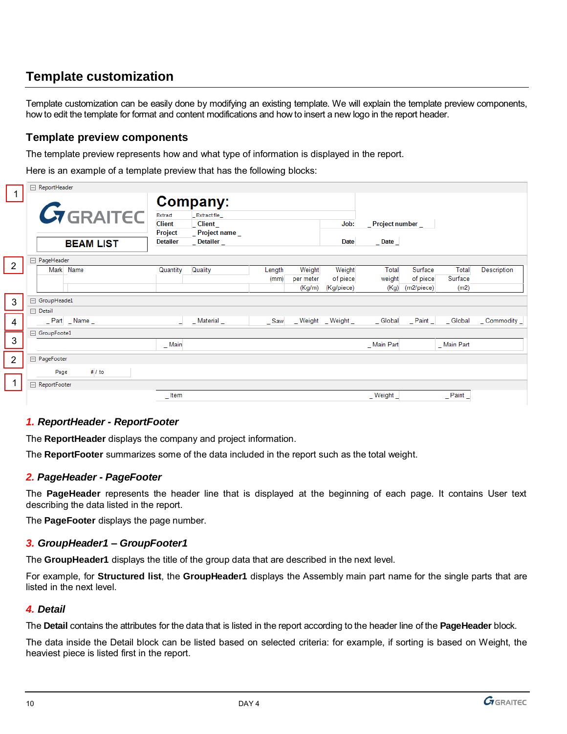# Template customization

Template customization can be easily done by modifying an existing template. We will explain the template preview components, how to edit the template for format and content modifications and how to insert a new logo in the report header.

## Template preview components

The template preview represents how and what type of information is displayed in the report.

Here is an example of a template preview that has the following blocks:

1 ReportHeader

GRAITEC — BEAM LIST

Company:

| Extract | _ Extract file _ | | |
|---|---|---|---|
| Client | _ Client _ | Job: | _ Project number _ |
| Project | _ Project name _ | | |
| Detailer | _ Detailer _ | Date | _ Date _ |

2 PageHeader

| Mark | Name | Quantity | Quality | Length (mm) | Weight per meter (Kg/m) | Weight of piece (Kg/piece) | Total weight (Kg) | Surface of piece (m2/piece) | Total Surface (m2) | Description |
|---|---|---|---|---|---|---|---|---|---|---|

3 GroupHeade1

4 Detail

| _ Part | _ Name _ | _ Material _ | _ Saw | _ Weight | _ Weight _ | _ Global | _ Paint _ | _ Global | _ Commodity _ |
|---|---|---|---|---|---|---|---|---|---|

3 GroupFoote1

| _ Main | _ Main Part | _ Main Part |
|---|---|---|

2 PageFooter

Page # / to

1 ReportFooter

| _ Item | _ Weight _ | _ Paint _ |
|---|---|---|

### *1. ReportHeader - ReportFooter*

The **ReportHeader** displays the company and project information.

The **ReportFooter** summarizes some of the data included in the report such as the total weight.

### *2. PageHeader - PageFooter*

The **PageHeader** represents the header line that is displayed at the beginning of each page. It contains User text describing the data listed in the report.

The **PageFooter** displays the page number.

### *3. GroupHeader1 – GroupFooter1*

The **GroupHeader1** displays the title of the group data that are described in the next level.

For example, for **Structured list**, the **GroupHeader1** displays the Assembly main part name for the single parts that are listed in the next level.

### *4. Detail*

The **Detail** contains the attributes for the data that is listed in the report according to the header line of the **PageHeader** block.

The data inside the Detail block can be listed based on selected criteria: for example, if sorting is based on Weight, the heaviest piece is listed first in the report.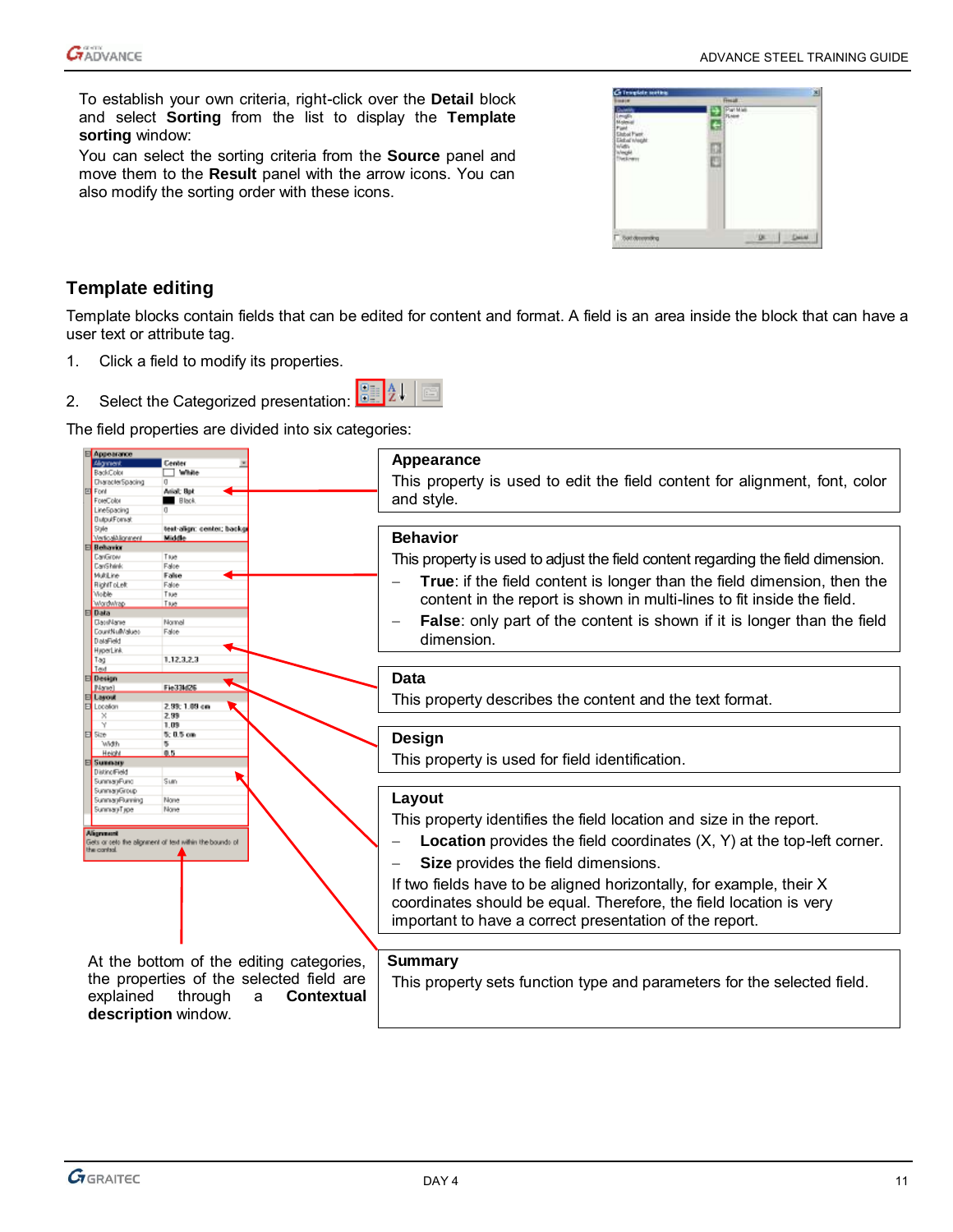To establish your own criteria, right-click over the **Detail** block and select **Sorting** from the list to display the **Template sorting** window:

You can select the sorting criteria from the **Source** panel and move them to the **Result** panel with the arrow icons. You can also modify the sorting order with these icons.

## Template editing

Template blocks contain fields that can be edited for content and format. A field is an area inside the block that can have a user text or attribute tag.

1. Click a field to modify its properties.
2. Select the Categorized presentation:

The field properties are divided into six categories:

**Appearance**

This property is used to edit the field content for alignment, font, color and style.

**Behavior**

This property is used to adjust the field content regarding the field dimension.

- **True**: if the field content is longer than the field dimension, then the content in the report is shown in multi-lines to fit inside the field.
- **False**: only part of the content is shown if it is longer than the field dimension.

**Data**

This property describes the content and the text format.

**Design**

This property is used for field identification.

**Layout**

This property identifies the field location and size in the report.

- **Location** provides the field coordinates (X, Y) at the top-left corner.
- **Size** provides the field dimensions.

If two fields have to be aligned horizontally, for example, their X coordinates should be equal. Therefore, the field location is very important to have a correct presentation of the report.

**Summary**

This property sets function type and parameters for the selected field.

At the bottom of the editing categories, the properties of the selected field are explained through a **Contextual description** window.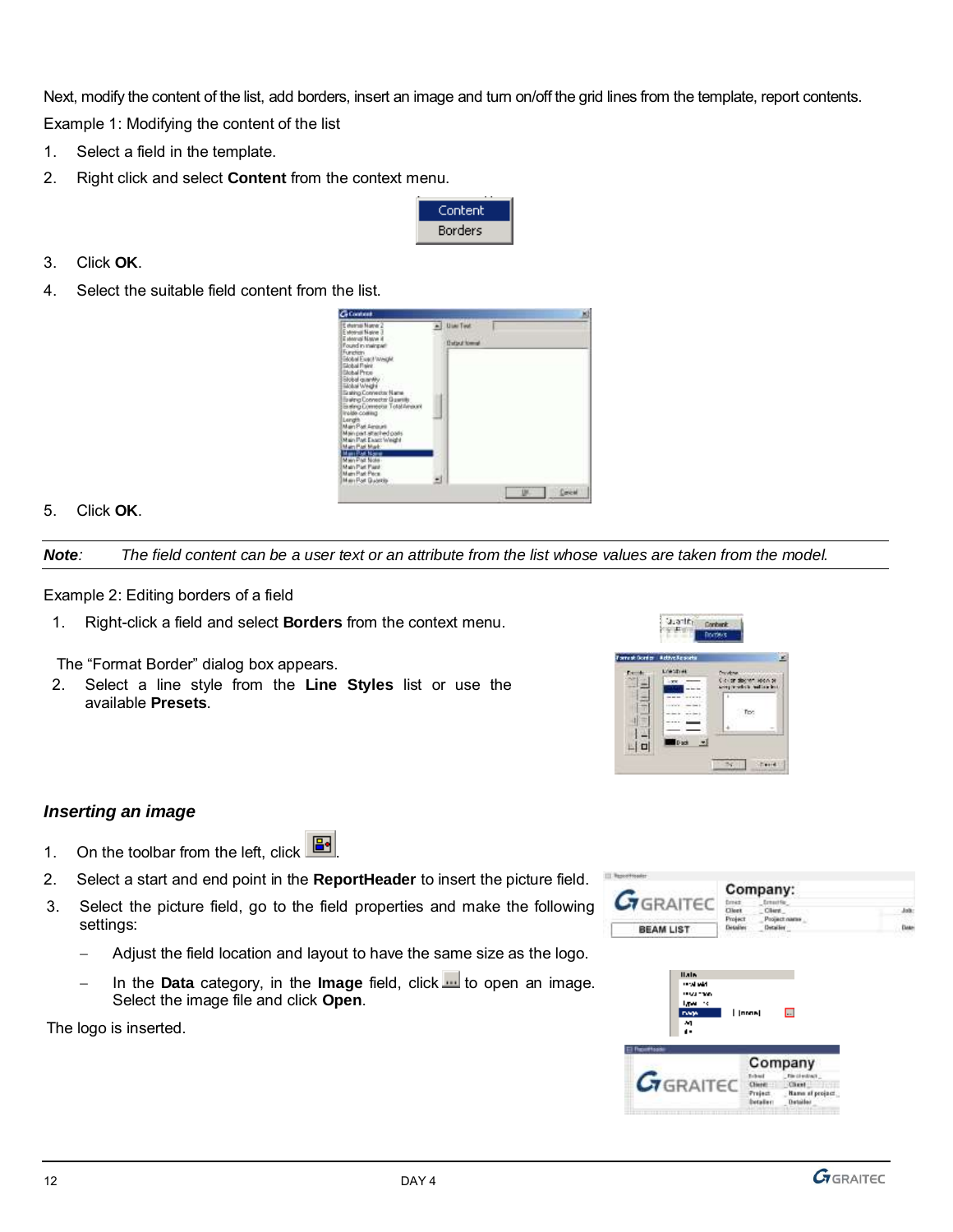Next, modify the content of the list, add borders, insert an image and turn on/off the grid lines from the template, report contents.

Example 1: Modifying the content of the list

1. Select a field in the template.
2. Right click and select **Content** from the context menu.
3. Click **OK**.
4. Select the suitable field content from the list.
5. Click **OK**.

---

***Note**: The field content can be a user text or an attribute from the list whose values are taken from the model.*

---

Example 2: Editing borders of a field

1. Right-click a field and select **Borders** from the context menu.

The "Format Border" dialog box appears.

2. Select a line style from the **Line Styles** list or use the available **Presets**.

### *Inserting an image*

1. On the toolbar from the left, click .
2. Select a start and end point in the **ReportHeader** to insert the picture field.
3. Select the picture field, go to the field properties and make the following settings:
   - Adjust the field location and layout to have the same size as the logo.
   - In the **Data** category, in the **Image** field, click  to open an image. Select the image file and click **Open**.

The logo is inserted.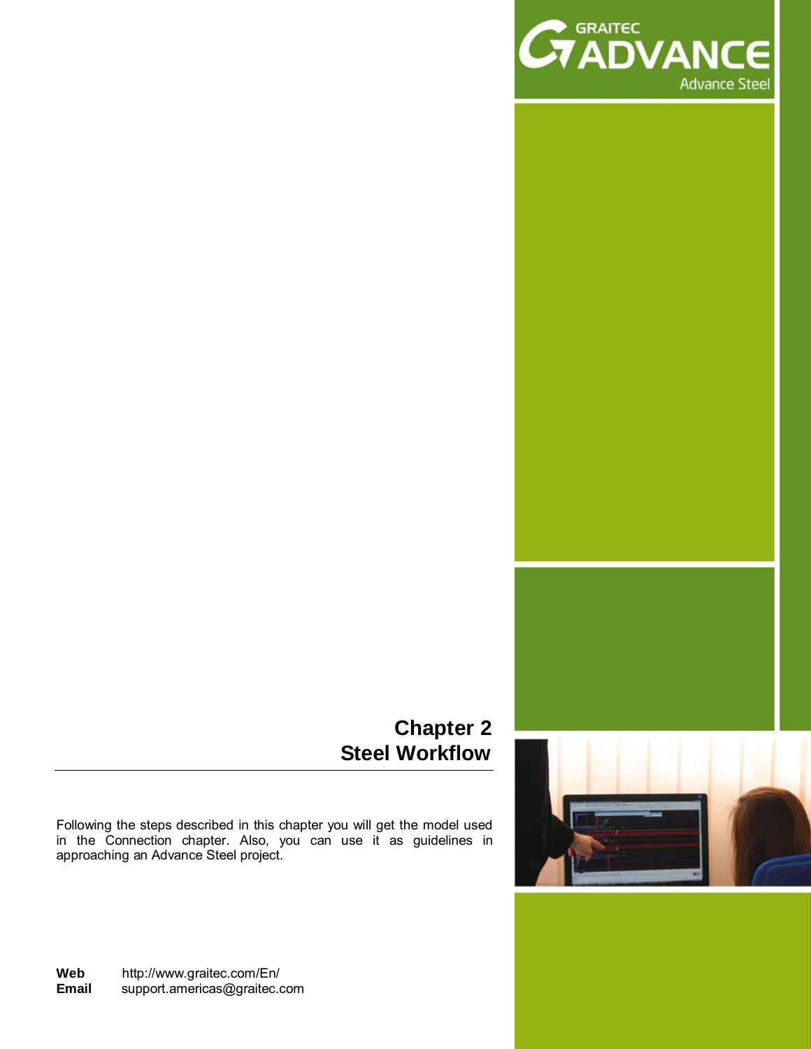GRAITEC ADVANCE
Advance Steel

# Chapter 2
# Steel Workflow

Following the steps described in this chapter you will get the model used in the Connection chapter. Also, you can use it as guidelines in approaching an Advance Steel project.

**Web** http://www.graitec.com/En/
**Email** support.americas@graitec.com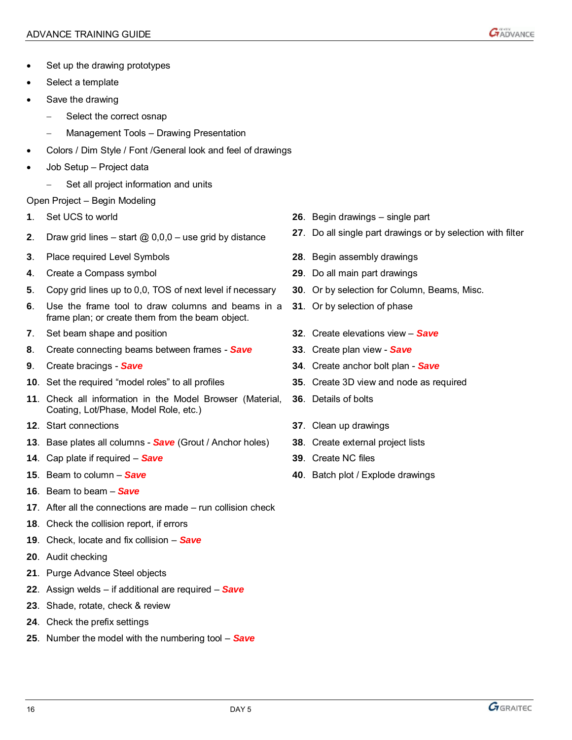- Set up the drawing prototypes
- Select a template
- Save the drawing
  - Select the correct osnap
  - Management Tools – Drawing Presentation
- Colors / Dim Style / Font /General look and feel of drawings
- Job Setup – Project data
  - Set all project information and units

Open Project – Begin Modeling

1. Set UCS to world
2. Draw grid lines – start @ 0,0,0 – use grid by distance
3. Place required Level Symbols
4. Create a Compass symbol
5. Copy grid lines up to 0,0, TOS of next level if necessary
6. Use the frame tool to draw columns and beams in a frame plan; or create them from the beam object.
7. Set beam shape and position
8. Create connecting beams between frames - ***Save***
9. Create bracings - ***Save***
10. Set the required "model roles" to all profiles
11. Check all information in the Model Browser (Material, Coating, Lot/Phase, Model Role, etc.)
12. Start connections
13. Base plates all columns - ***Save*** (Grout / Anchor holes)
14. Cap plate if required – ***Save***
15. Beam to column – ***Save***
16. Beam to beam – ***Save***
17. After all the connections are made – run collision check
18. Check the collision report, if errors
19. Check, locate and fix collision – ***Save***
20. Audit checking
21. Purge Advance Steel objects
22. Assign welds – if additional are required – ***Save***
23. Shade, rotate, check & review
24. Check the prefix settings
25. Number the model with the numbering tool – ***Save***
26. Begin drawings – single part
27. Do all single part drawings or by selection with filter
28. Begin assembly drawings
29. Do all main part drawings
30. Or by selection for Column, Beams, Misc.
31. Or by selection of phase
32. Create elevations view – ***Save***
33. Create plan view - ***Save***
34. Create anchor bolt plan - ***Save***
35. Create 3D view and node as required
36. Details of bolts
37. Clean up drawings
38. Create external project lists
39. Create NC files
40. Batch plot / Explode drawings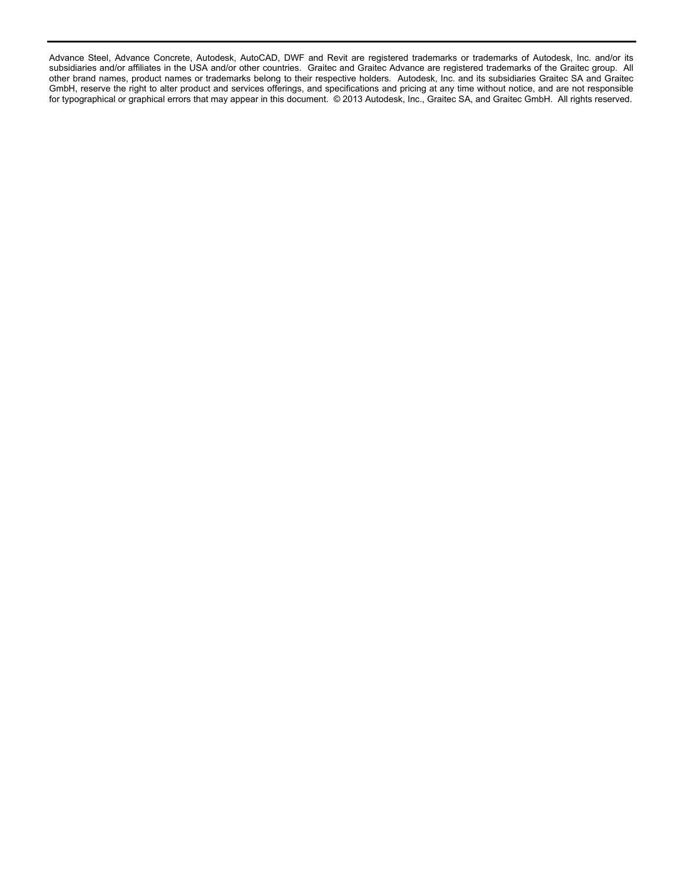Advance Steel, Advance Concrete, Autodesk, AutoCAD, DWF and Revit are registered trademarks or trademarks of Autodesk, Inc. and/or its subsidiaries and/or affiliates in the USA and/or other countries. Graitec and Graitec Advance are registered trademarks of the Graitec group. All other brand names, product names or trademarks belong to their respective holders. Autodesk, Inc. and its subsidiaries Graitec SA and Graitec GmbH, reserve the right to alter product and services offerings, and specifications and pricing at any time without notice, and are not responsible for typographical or graphical errors that may appear in this document. © 2013 Autodesk, Inc., Graitec SA, and Graitec GmbH. All rights reserved.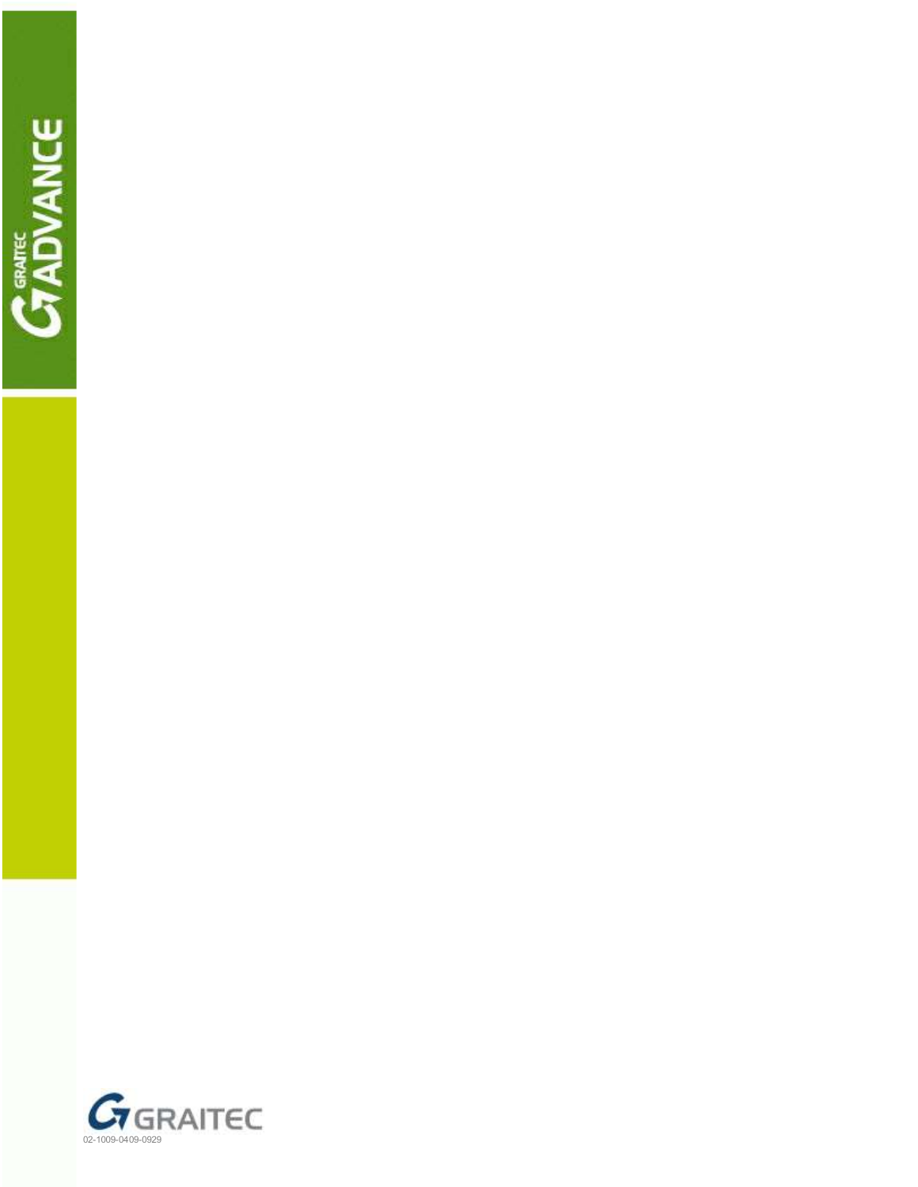GRAITEC ADVANCE

GRAITEC

02-1009-0409-0929